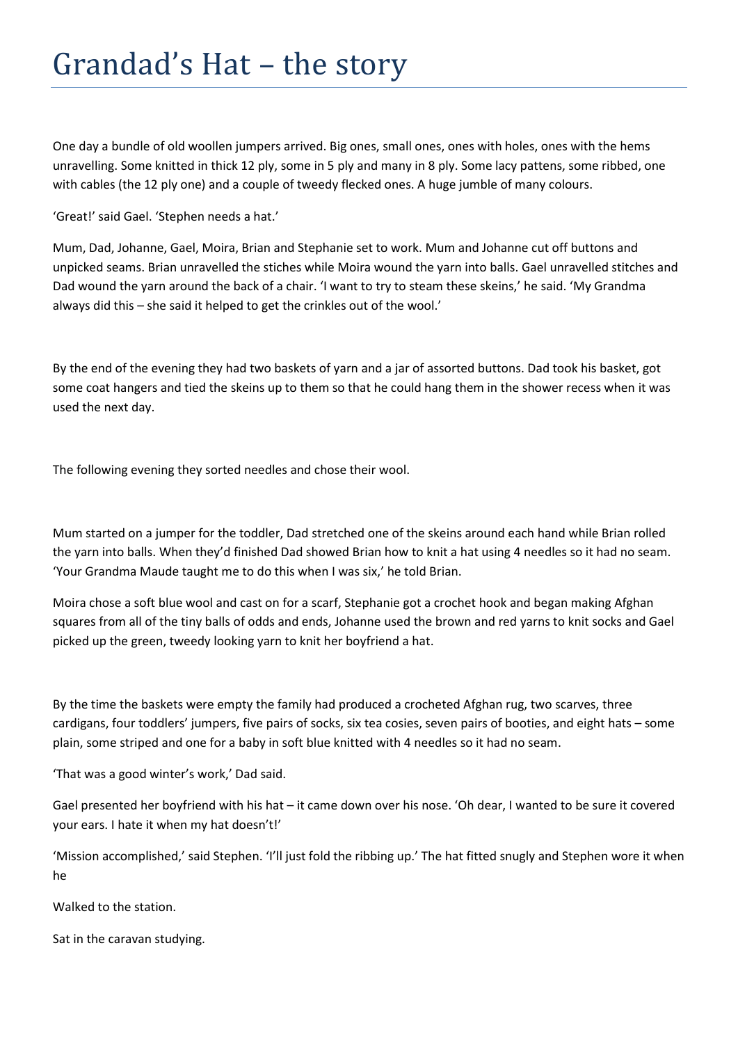# Grandad's Hat – the story

One day a bundle of old woollen jumpers arrived. Big ones, small ones, ones with holes, ones with the hems unravelling. Some knitted in thick 12 ply, some in 5 ply and many in 8 ply. Some lacy pattens, some ribbed, one with cables (the 12 ply one) and a couple of tweedy flecked ones. A huge jumble of many colours.

'Great!' said Gael. 'Stephen needs a hat.'

Mum, Dad, Johanne, Gael, Moira, Brian and Stephanie set to work. Mum and Johanne cut off buttons and unpicked seams. Brian unravelled the stiches while Moira wound the yarn into balls. Gael unravelled stitches and Dad wound the yarn around the back of a chair. 'I want to try to steam these skeins,' he said. 'My Grandma always did this – she said it helped to get the crinkles out of the wool.'

By the end of the evening they had two baskets of yarn and a jar of assorted buttons. Dad took his basket, got some coat hangers and tied the skeins up to them so that he could hang them in the shower recess when it was used the next day.

The following evening they sorted needles and chose their wool.

Mum started on a jumper for the toddler, Dad stretched one of the skeins around each hand while Brian rolled the yarn into balls. When they'd finished Dad showed Brian how to knit a hat using 4 needles so it had no seam. 'Your Grandma Maude taught me to do this when I was six,' he told Brian.

Moira chose a soft blue wool and cast on for a scarf, Stephanie got a crochet hook and began making Afghan squares from all of the tiny balls of odds and ends, Johanne used the brown and red yarns to knit socks and Gael picked up the green, tweedy looking yarn to knit her boyfriend a hat.

By the time the baskets were empty the family had produced a crocheted Afghan rug, two scarves, three cardigans, four toddlers' jumpers, five pairs of socks, six tea cosies, seven pairs of booties, and eight hats – some plain, some striped and one for a baby in soft blue knitted with 4 needles so it had no seam.

'That was a good winter's work,' Dad said.

Gael presented her boyfriend with his hat – it came down over his nose. 'Oh dear, I wanted to be sure it covered your ears. I hate it when my hat doesn't!'

'Mission accomplished,' said Stephen. 'I'll just fold the ribbing up.' The hat fitted snugly and Stephen wore it when he

Walked to the station.

Sat in the caravan studying.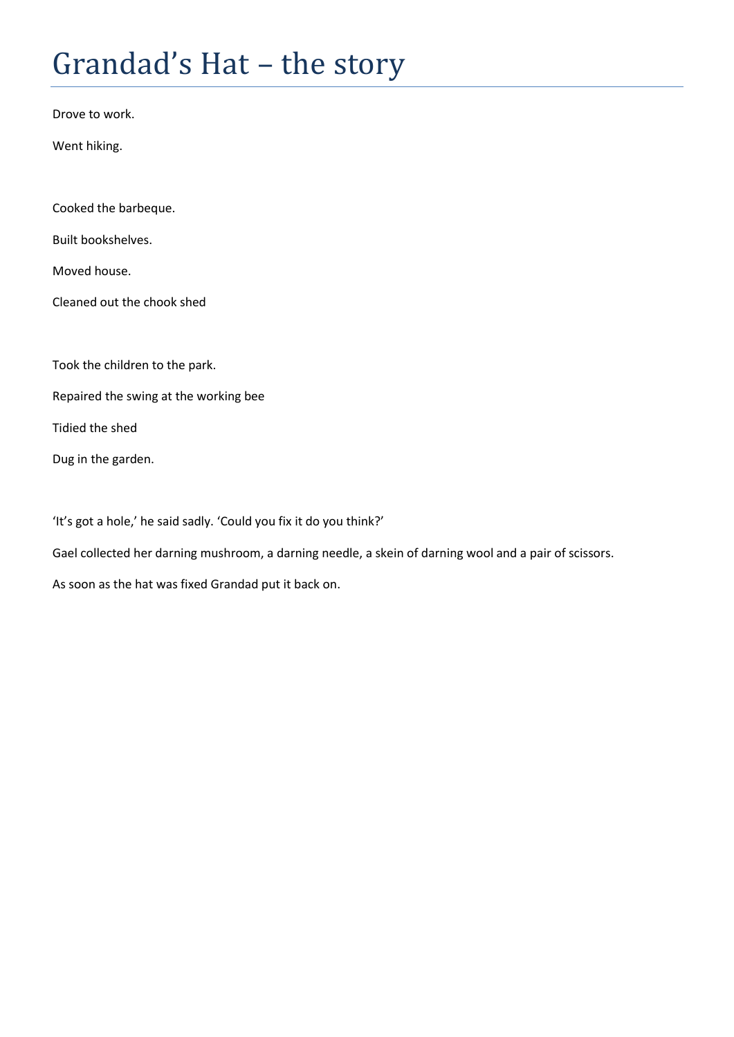# Grandad's Hat – the story

Drove to work.

Went hiking.

Cooked the barbeque.

Built bookshelves.

Moved house.

Cleaned out the chook shed

Took the children to the park.

Repaired the swing at the working bee

Tidied the shed

Dug in the garden.

'It's got a hole,' he said sadly. 'Could you fix it do you think?'

Gael collected her darning mushroom, a darning needle, a skein of darning wool and a pair of scissors.

As soon as the hat was fixed Grandad put it back on.